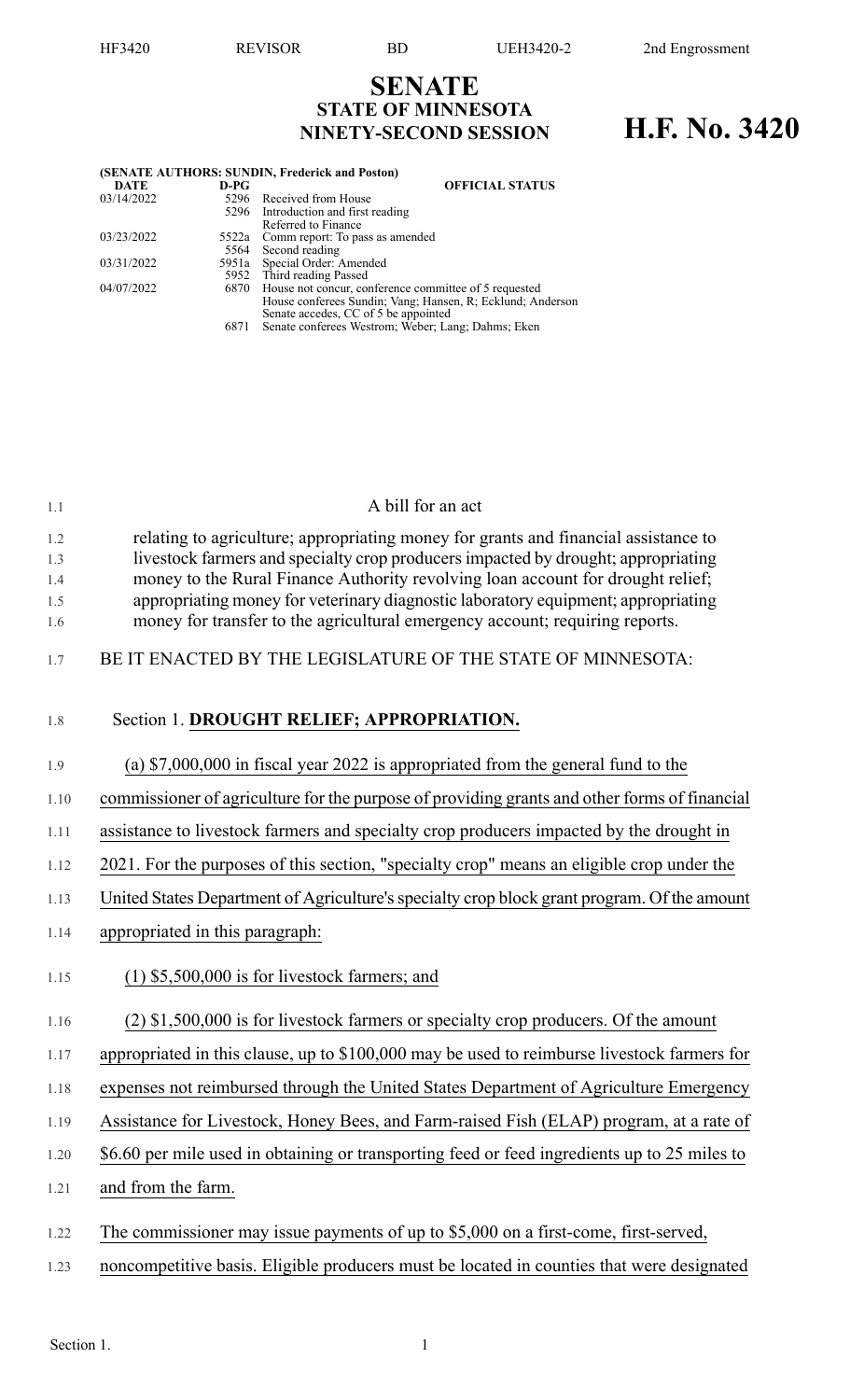# SENATE
## STATE OF MINNESOTA
## NINETY-SECOND SESSION

# H.F. No. 3420

**(SENATE AUTHORS: SUNDIN, Frederick and Poston)**

| DATE | D-PG | OFFICIAL STATUS |
|---|---|---|
| 03/14/2022 | 5296 | Received from House |
| | 5296 | Introduction and first reading<br>Referred to Finance |
| 03/23/2022 | 5522a | Comm report: To pass as amended |
| | 5564 | Second reading |
| 03/31/2022 | 5951a | Special Order: Amended |
| | 5952 | Third reading Passed |
| 04/07/2022 | 6870 | House not concur, conference committee of 5 requested<br>House conferees Sundin; Vang; Hansen, R; Ecklund; Anderson<br>Senate accedes, CC of 5 be appointed |
| | 6871 | Senate conferees Westrom; Weber; Lang; Dahms; Eken |

A bill for an act

relating to agriculture; appropriating money for grants and financial assistance to livestock farmers and specialty crop producers impacted by drought; appropriating money to the Rural Finance Authority revolving loan account for drought relief; appropriating money for veterinary diagnostic laboratory equipment; appropriating money for transfer to the agricultural emergency account; requiring reports.

BE IT ENACTED BY THE LEGISLATURE OF THE STATE OF MINNESOTA:

Section 1. **DROUGHT RELIEF; APPROPRIATION.**

(a) $7,000,000 in fiscal year 2022 is appropriated from the general fund to the commissioner of agriculture for the purpose of providing grants and other forms of financial assistance to livestock farmers and specialty crop producers impacted by the drought in 2021. For the purposes of this section, "specialty crop" means an eligible crop under the United States Department of Agriculture's specialty crop block grant program. Of the amount appropriated in this paragraph:

(1) $5,500,000 is for livestock farmers; and

(2) $1,500,000 is for livestock farmers or specialty crop producers. Of the amount appropriated in this clause, up to $100,000 may be used to reimburse livestock farmers for expenses not reimbursed through the United States Department of Agriculture Emergency Assistance for Livestock, Honey Bees, and Farm-raised Fish (ELAP) program, at a rate of $6.60 per mile used in obtaining or transporting feed or feed ingredients up to 25 miles to and from the farm.

The commissioner may issue payments of up to $5,000 on a first-come, first-served, noncompetitive basis. Eligible producers must be located in counties that were designated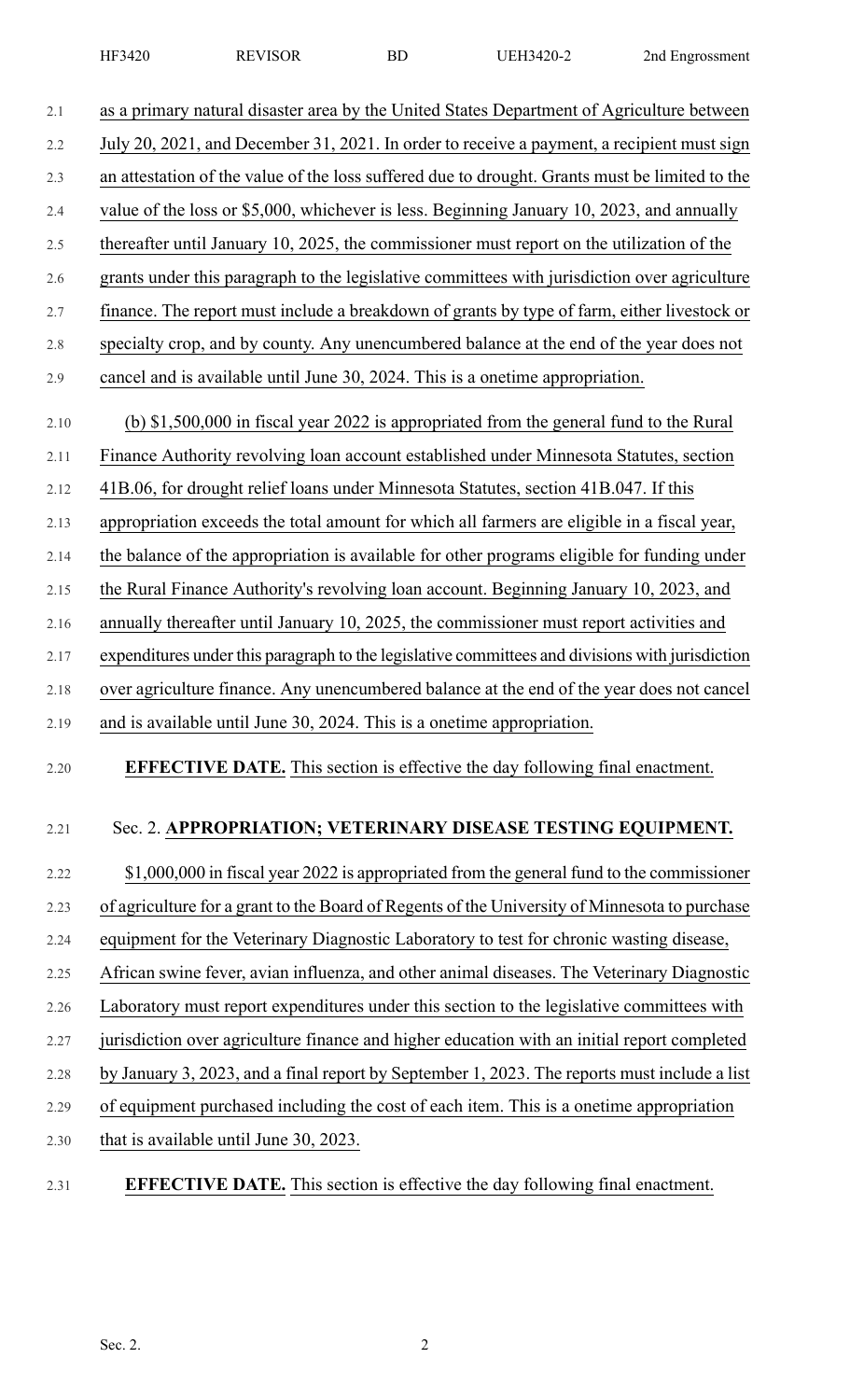as a primary natural disaster area by the United States Department of Agriculture between July 20, 2021, and December 31, 2021. In order to receive a payment, a recipient must sign an attestation of the value of the loss suffered due to drought. Grants must be limited to the value of the loss or $5,000, whichever is less. Beginning January 10, 2023, and annually thereafter until January 10, 2025, the commissioner must report on the utilization of the grants under this paragraph to the legislative committees with jurisdiction over agriculture finance. The report must include a breakdown of grants by type of farm, either livestock or specialty crop, and by county. Any unencumbered balance at the end of the year does not cancel and is available until June 30, 2024. This is a onetime appropriation.

(b) $1,500,000 in fiscal year 2022 is appropriated from the general fund to the Rural Finance Authority revolving loan account established under Minnesota Statutes, section 41B.06, for drought relief loans under Minnesota Statutes, section 41B.047. If this appropriation exceeds the total amount for which all farmers are eligible in a fiscal year, the balance of the appropriation is available for other programs eligible for funding under the Rural Finance Authority's revolving loan account. Beginning January 10, 2023, and annually thereafter until January 10, 2025, the commissioner must report activities and expenditures under this paragraph to the legislative committees and divisions with jurisdiction over agriculture finance. Any unencumbered balance at the end of the year does not cancel and is available until June 30, 2024. This is a onetime appropriation.

**EFFECTIVE DATE.** This section is effective the day following final enactment.

Sec. 2. **APPROPRIATION; VETERINARY DISEASE TESTING EQUIPMENT.**

$1,000,000 in fiscal year 2022 is appropriated from the general fund to the commissioner of agriculture for a grant to the Board of Regents of the University of Minnesota to purchase equipment for the Veterinary Diagnostic Laboratory to test for chronic wasting disease, African swine fever, avian influenza, and other animal diseases. The Veterinary Diagnostic Laboratory must report expenditures under this section to the legislative committees with jurisdiction over agriculture finance and higher education with an initial report completed by January 3, 2023, and a final report by September 1, 2023. The reports must include a list of equipment purchased including the cost of each item. This is a onetime appropriation that is available until June 30, 2023.

**EFFECTIVE DATE.** This section is effective the day following final enactment.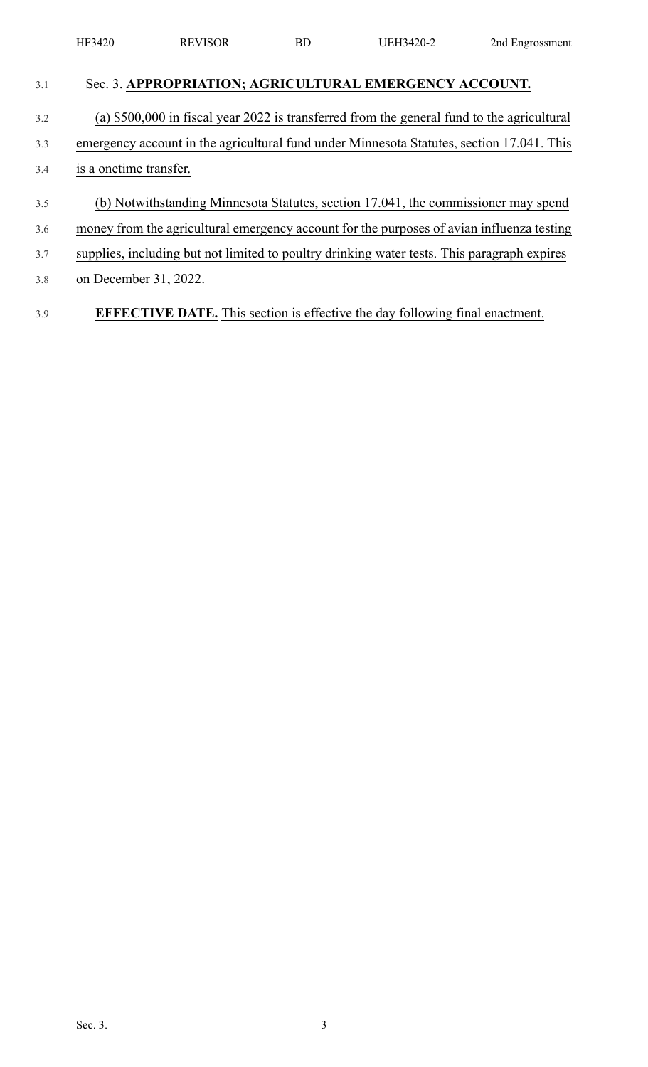Sec. 3. **APPROPRIATION; AGRICULTURAL EMERGENCY ACCOUNT.**

(a) $500,000 in fiscal year 2022 is transferred from the general fund to the agricultural emergency account in the agricultural fund under Minnesota Statutes, section 17.041. This is a onetime transfer.

(b) Notwithstanding Minnesota Statutes, section 17.041, the commissioner may spend money from the agricultural emergency account for the purposes of avian influenza testing supplies, including but not limited to poultry drinking water tests. This paragraph expires on December 31, 2022.

**EFFECTIVE DATE.** This section is effective the day following final enactment.